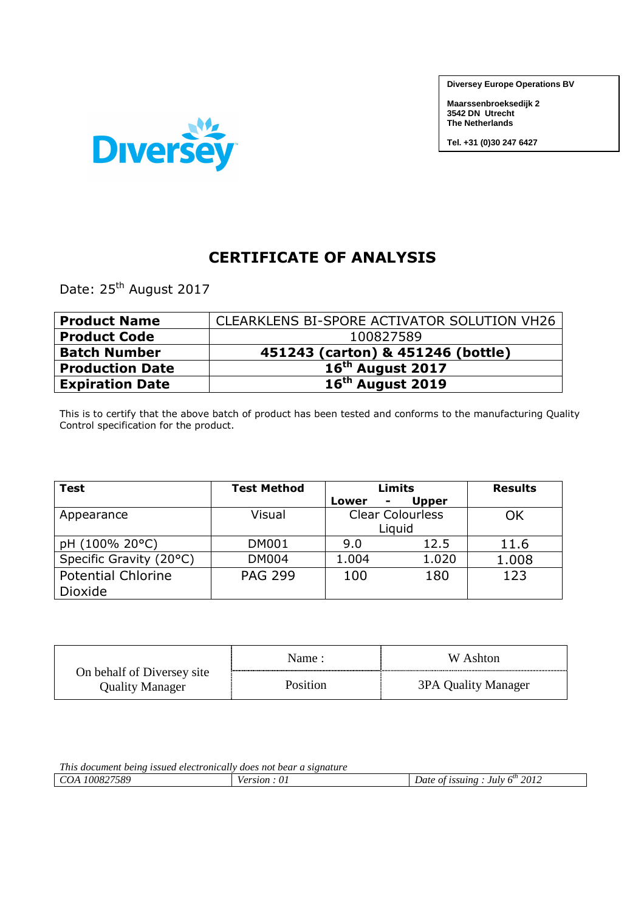Diversey

**Diversey Europe Operations BV**

**Maarssenbroeksedijk 2**
**3542 DN Utrecht**
**The Netherlands**

**Tel. +31 (0)30 247 6427**

# CERTIFICATE OF ANALYSIS

Date: 25th August 2017

| **Product Name** | CLEARKLENS BI-SPORE ACTIVATOR SOLUTION VH26 |
|---|---|
| **Product Code** | 100827589 |
| **Batch Number** | **451243 (carton) & 451246 (bottle)** |
| **Production Date** | **16th August 2017** |
| **Expiration Date** | **16th August 2019** |

This is to certify that the above batch of product has been tested and conforms to the manufacturing Quality Control specification for the product.

| **Test** | **Test Method** | **Limits Lower** | **Limits Upper** | **Results** |
|---|---|---|---|---|
| Appearance | Visual | Clear Colourless Liquid | | OK |
| pH (100% 20°C) | DM001 | 9.0 | 12.5 | 11.6 |
| Specific Gravity (20°C) | DM004 | 1.004 | 1.020 | 1.008 |
| Potential Chlorine Dioxide | PAG 299 | 100 | 180 | 123 |

| On behalf of Diversey site Quality Manager | Name : | W Ashton |
|---|---|---|
| | Position | 3PA Quality Manager |

*This document being issued electronically does not bear a signature*

| *COA 100827589* | *Version : 01* | *Date of issuing : July 6th 2012* |
|---|---|---|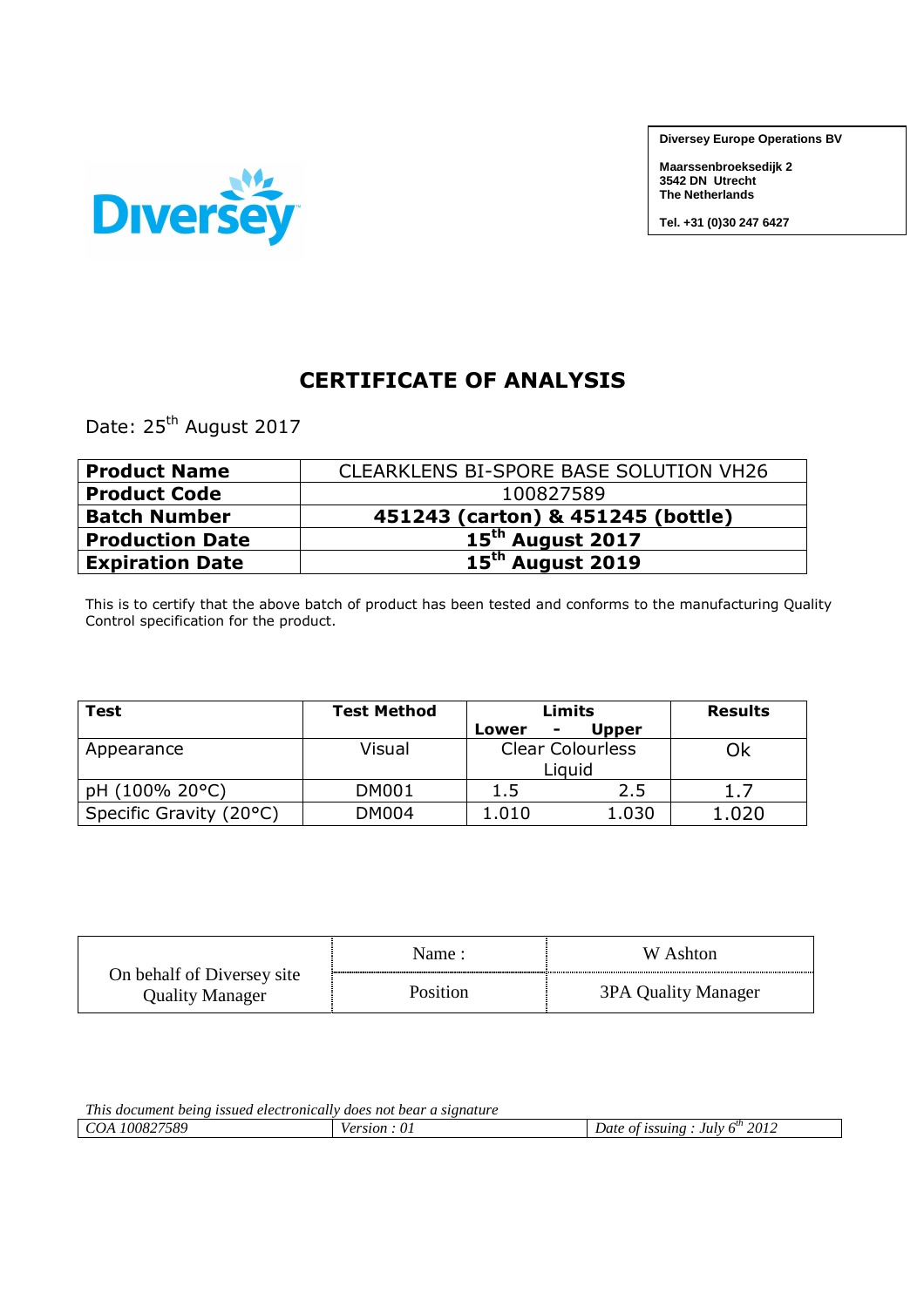Diversey Europe Operations BV

Maarssenbroeksedijk 2
3542 DN Utrecht
The Netherlands

Tel. +31 (0)30 247 6427

# CERTIFICATE OF ANALYSIS

Date: 25th August 2017

| | |
|---|---|
| **Product Name** | CLEARKLENS BI-SPORE BASE SOLUTION VH26 |
| **Product Code** | 100827589 |
| **Batch Number** | **451243 (carton) & 451245 (bottle)** |
| **Production Date** | **15th August 2017** |
| **Expiration Date** | **15th August 2019** |

This is to certify that the above batch of product has been tested and conforms to the manufacturing Quality Control specification for the product.

| **Test** | **Test Method** | **Limits** | | **Results** |
|---|---|---|---|---|
| | | **Lower** - | **Upper** | |
| Appearance | Visual | Clear Colourless Liquid | | Ok |
| pH (100% 20°C) | DM001 | 1.5 | 2.5 | 1.7 |
| Specific Gravity (20°C) | DM004 | 1.010 | 1.030 | 1.020 |

| | | |
|---|---|---|
| On behalf of Diversey site Quality Manager | Name : | W Ashton |
| | Position | 3PA Quality Manager |

*This document being issued electronically does not bear a signature*

| | | |
|---|---|---|
| *COA 100827589* | *Version : 01* | *Date of issuing : July 6th 2012* |